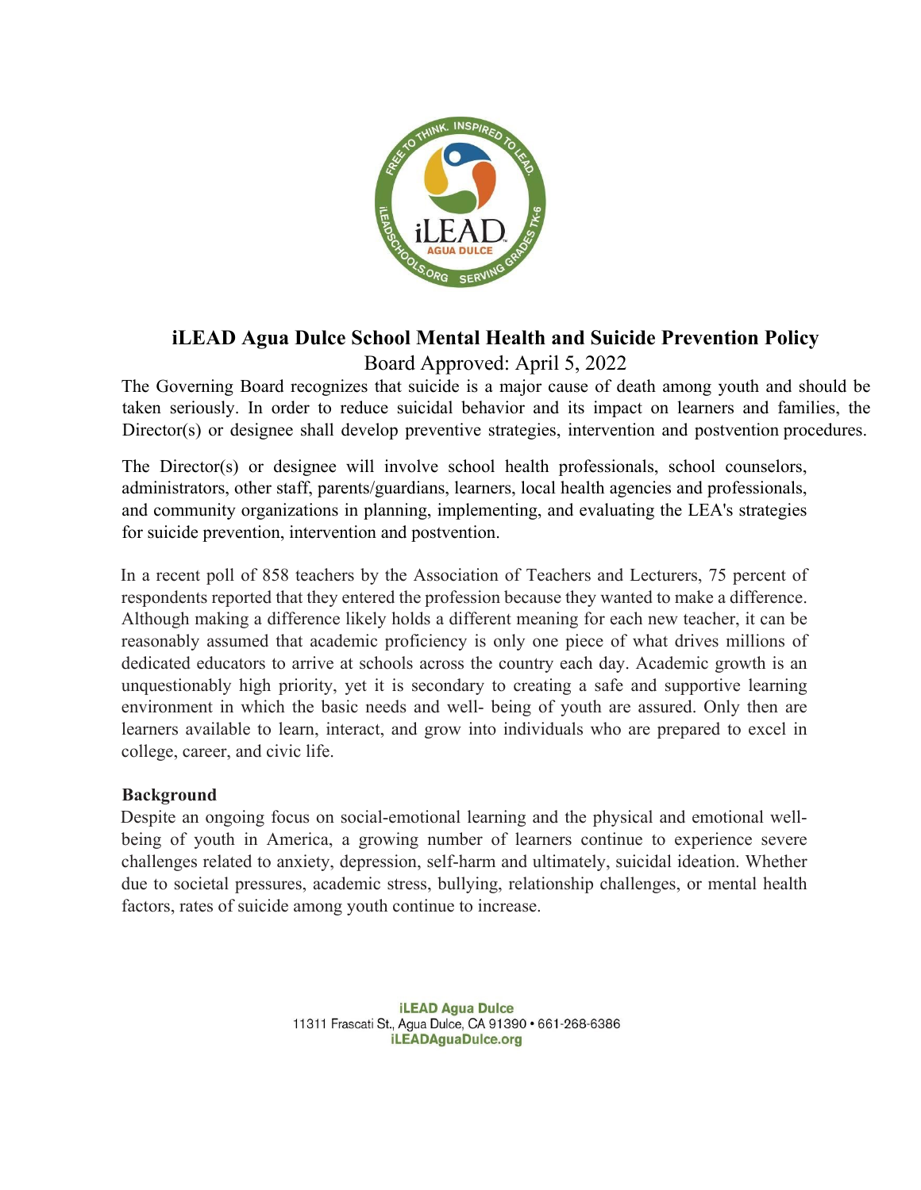# iLEAD Agua Dulce School Mental Health and Suicide Prevention Policy

Board Approved: April 5, 2022

The Governing Board recognizes that suicide is a major cause of death among youth and should be taken seriously. In order to reduce suicidal behavior and its impact on learners and families, the Director(s) or designee shall develop preventive strategies, intervention and postvention procedures.

The Director(s) or designee will involve school health professionals, school counselors, administrators, other staff, parents/guardians, learners, local health agencies and professionals, and community organizations in planning, implementing, and evaluating the LEA's strategies for suicide prevention, intervention and postvention.

In a recent poll of 858 teachers by the Association of Teachers and Lecturers, 75 percent of respondents reported that they entered the profession because they wanted to make a difference. Although making a difference likely holds a different meaning for each new teacher, it can be reasonably assumed that academic proficiency is only one piece of what drives millions of dedicated educators to arrive at schools across the country each day. Academic growth is an unquestionably high priority, yet it is secondary to creating a safe and supportive learning environment in which the basic needs and well- being of youth are assured. Only then are learners available to learn, interact, and grow into individuals who are prepared to excel in college, career, and civic life.

## Background

Despite an ongoing focus on social-emotional learning and the physical and emotional well-being of youth in America, a growing number of learners continue to experience severe challenges related to anxiety, depression, self-harm and ultimately, suicidal ideation. Whether due to societal pressures, academic stress, bullying, relationship challenges, or mental health factors, rates of suicide among youth continue to increase.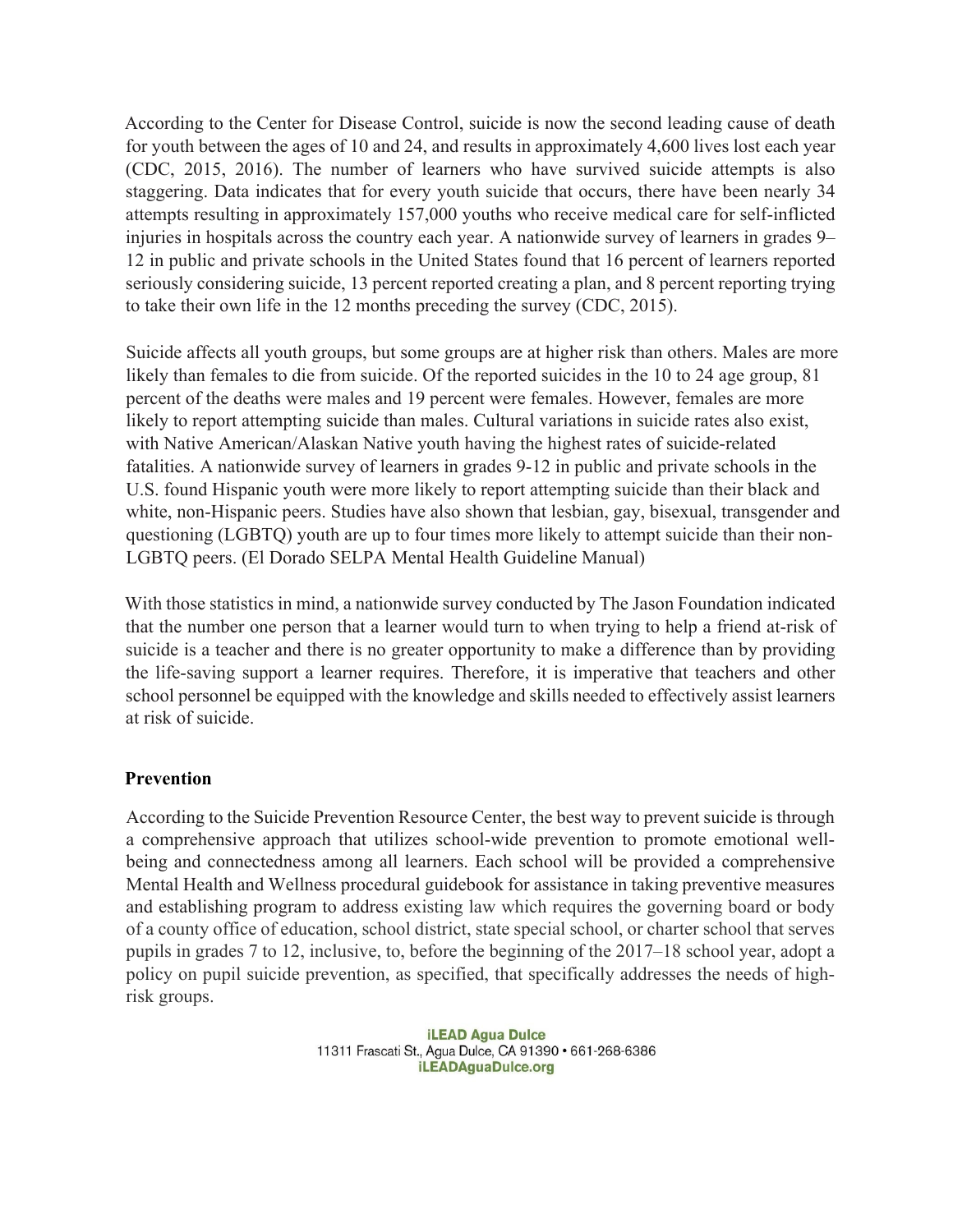According to the Center for Disease Control, suicide is now the second leading cause of death for youth between the ages of 10 and 24, and results in approximately 4,600 lives lost each year (CDC, 2015, 2016). The number of learners who have survived suicide attempts is also staggering. Data indicates that for every youth suicide that occurs, there have been nearly 34 attempts resulting in approximately 157,000 youths who receive medical care for self-inflicted injuries in hospitals across the country each year. A nationwide survey of learners in grades 9–12 in public and private schools in the United States found that 16 percent of learners reported seriously considering suicide, 13 percent reported creating a plan, and 8 percent reporting trying to take their own life in the 12 months preceding the survey (CDC, 2015).

Suicide affects all youth groups, but some groups are at higher risk than others. Males are more likely than females to die from suicide. Of the reported suicides in the 10 to 24 age group, 81 percent of the deaths were males and 19 percent were females. However, females are more likely to report attempting suicide than males. Cultural variations in suicide rates also exist, with Native American/Alaskan Native youth having the highest rates of suicide-related fatalities. A nationwide survey of learners in grades 9-12 in public and private schools in the U.S. found Hispanic youth were more likely to report attempting suicide than their black and white, non-Hispanic peers. Studies have also shown that lesbian, gay, bisexual, transgender and questioning (LGBTQ) youth are up to four times more likely to attempt suicide than their non-LGBTQ peers. (El Dorado SELPA Mental Health Guideline Manual)

With those statistics in mind, a nationwide survey conducted by The Jason Foundation indicated that the number one person that a learner would turn to when trying to help a friend at-risk of suicide is a teacher and there is no greater opportunity to make a difference than by providing the life-saving support a learner requires. Therefore, it is imperative that teachers and other school personnel be equipped with the knowledge and skills needed to effectively assist learners at risk of suicide.

## Prevention

According to the Suicide Prevention Resource Center, the best way to prevent suicide is through a comprehensive approach that utilizes school-wide prevention to promote emotional well-being and connectedness among all learners. Each school will be provided a comprehensive Mental Health and Wellness procedural guidebook for assistance in taking preventive measures and establishing program to address existing law which requires the governing board or body of a county office of education, school district, state special school, or charter school that serves pupils in grades 7 to 12, inclusive, to, before the beginning of the 2017–18 school year, adopt a policy on pupil suicide prevention, as specified, that specifically addresses the needs of high-risk groups.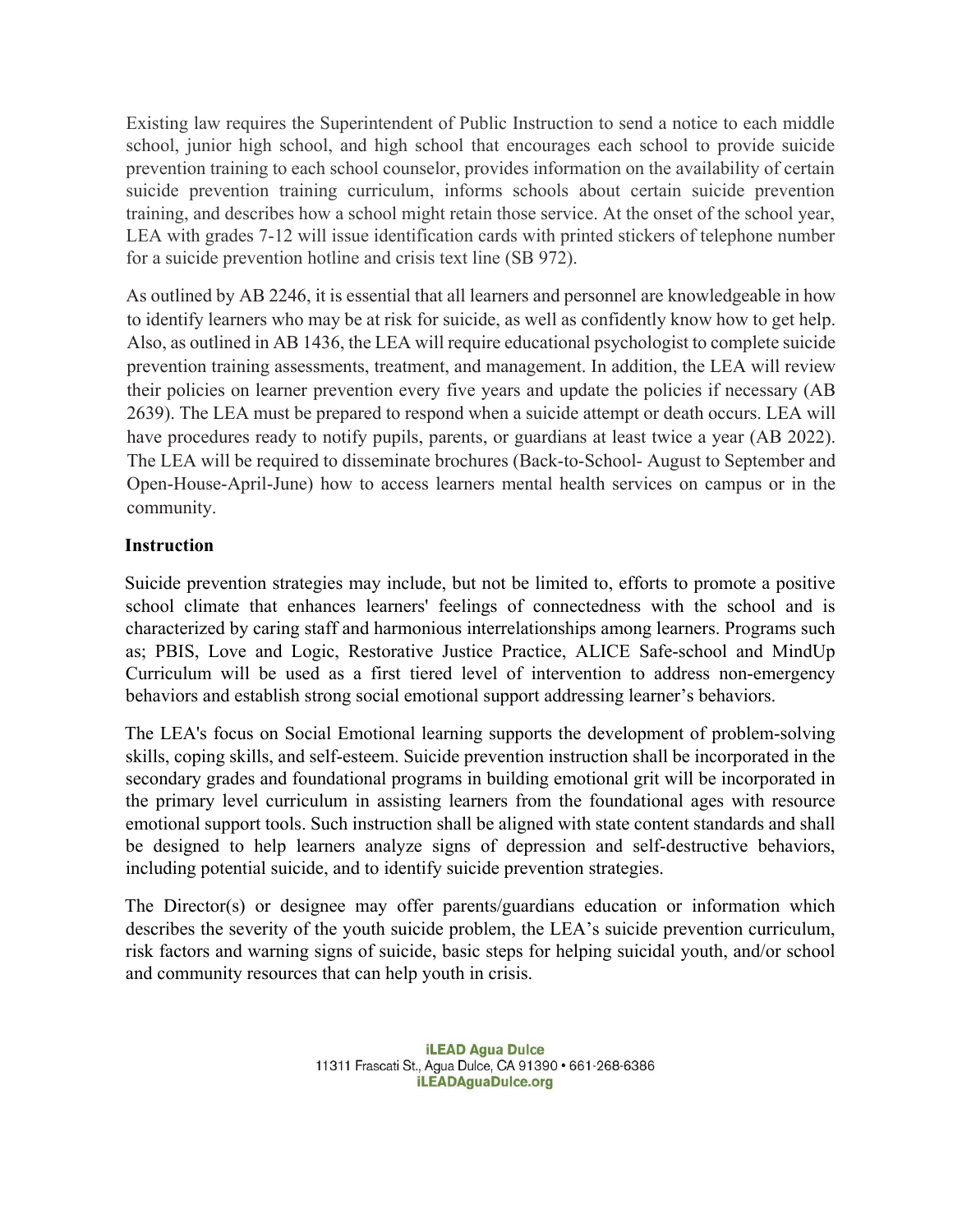Existing law requires the Superintendent of Public Instruction to send a notice to each middle school, junior high school, and high school that encourages each school to provide suicide prevention training to each school counselor, provides information on the availability of certain suicide prevention training curriculum, informs schools about certain suicide prevention training, and describes how a school might retain those service. At the onset of the school year, LEA with grades 7-12 will issue identification cards with printed stickers of telephone number for a suicide prevention hotline and crisis text line (SB 972).

As outlined by AB 2246, it is essential that all learners and personnel are knowledgeable in how to identify learners who may be at risk for suicide, as well as confidently know how to get help. Also, as outlined in AB 1436, the LEA will require educational psychologist to complete suicide prevention training assessments, treatment, and management. In addition, the LEA will review their policies on learner prevention every five years and update the policies if necessary (AB 2639). The LEA must be prepared to respond when a suicide attempt or death occurs. LEA will have procedures ready to notify pupils, parents, or guardians at least twice a year (AB 2022). The LEA will be required to disseminate brochures (Back-to-School- August to September and Open-House-April-June) how to access learners mental health services on campus or in the community.

**Instruction**

Suicide prevention strategies may include, but not be limited to, efforts to promote a positive school climate that enhances learners' feelings of connectedness with the school and is characterized by caring staff and harmonious interrelationships among learners. Programs such as; PBIS, Love and Logic, Restorative Justice Practice, ALICE Safe-school and MindUp Curriculum will be used as a first tiered level of intervention to address non-emergency behaviors and establish strong social emotional support addressing learner's behaviors.

The LEA's focus on Social Emotional learning supports the development of problem-solving skills, coping skills, and self-esteem. Suicide prevention instruction shall be incorporated in the secondary grades and foundational programs in building emotional grit will be incorporated in the primary level curriculum in assisting learners from the foundational ages with resource emotional support tools. Such instruction shall be aligned with state content standards and shall be designed to help learners analyze signs of depression and self-destructive behaviors, including potential suicide, and to identify suicide prevention strategies.

The Director(s) or designee may offer parents/guardians education or information which describes the severity of the youth suicide problem, the LEA's suicide prevention curriculum, risk factors and warning signs of suicide, basic steps for helping suicidal youth, and/or school and community resources that can help youth in crisis.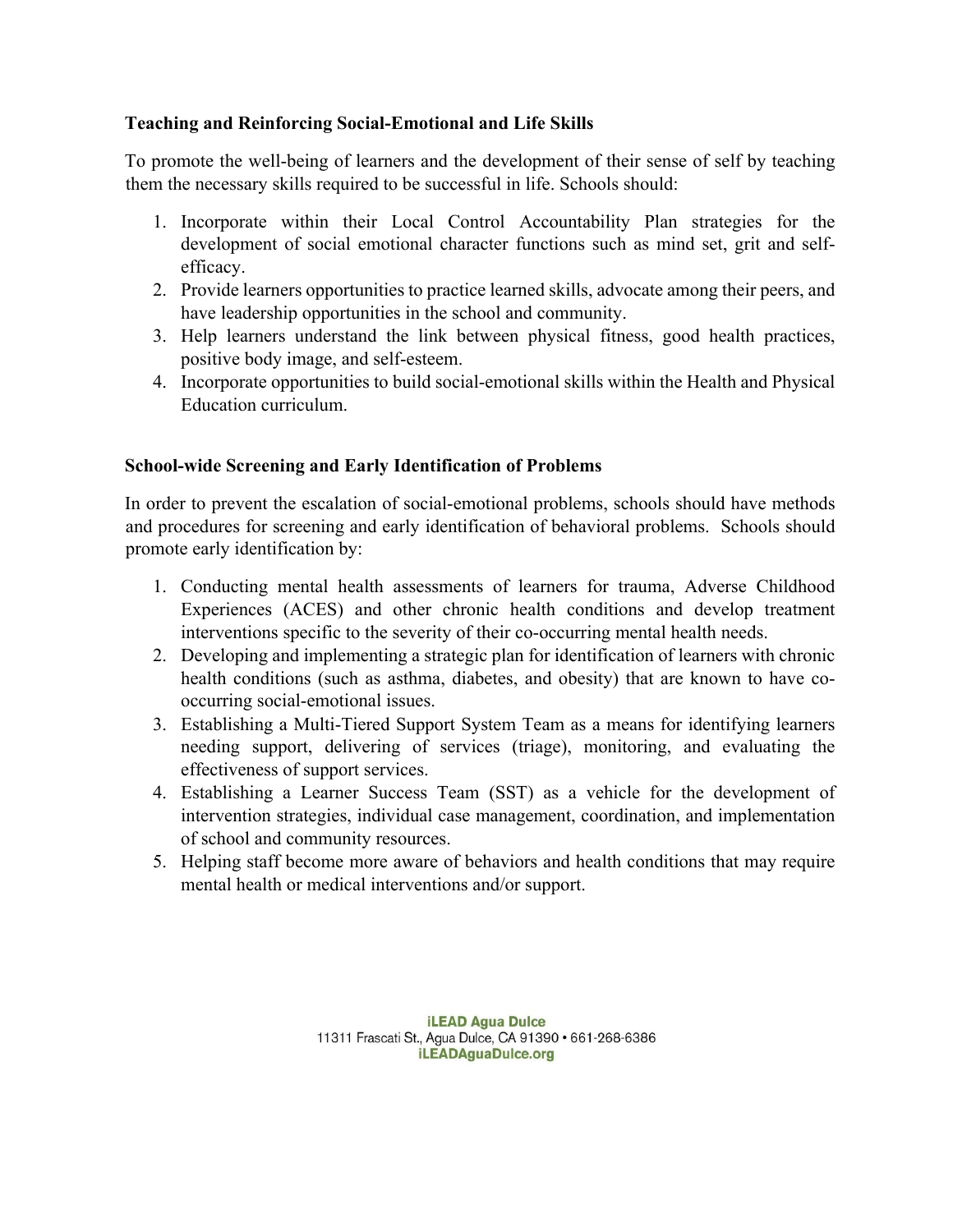**Teaching and Reinforcing Social-Emotional and Life Skills**

To promote the well-being of learners and the development of their sense of self by teaching them the necessary skills required to be successful in life. Schools should:

1. Incorporate within their Local Control Accountability Plan strategies for the development of social emotional character functions such as mind set, grit and self-efficacy.
2. Provide learners opportunities to practice learned skills, advocate among their peers, and have leadership opportunities in the school and community.
3. Help learners understand the link between physical fitness, good health practices, positive body image, and self-esteem.
4. Incorporate opportunities to build social-emotional skills within the Health and Physical Education curriculum.

**School-wide Screening and Early Identification of Problems**

In order to prevent the escalation of social-emotional problems, schools should have methods and procedures for screening and early identification of behavioral problems. Schools should promote early identification by:

1. Conducting mental health assessments of learners for trauma, Adverse Childhood Experiences (ACES) and other chronic health conditions and develop treatment interventions specific to the severity of their co-occurring mental health needs.
2. Developing and implementing a strategic plan for identification of learners with chronic health conditions (such as asthma, diabetes, and obesity) that are known to have co-occurring social-emotional issues.
3. Establishing a Multi-Tiered Support System Team as a means for identifying learners needing support, delivering of services (triage), monitoring, and evaluating the effectiveness of support services.
4. Establishing a Learner Success Team (SST) as a vehicle for the development of intervention strategies, individual case management, coordination, and implementation of school and community resources.
5. Helping staff become more aware of behaviors and health conditions that may require mental health or medical interventions and/or support.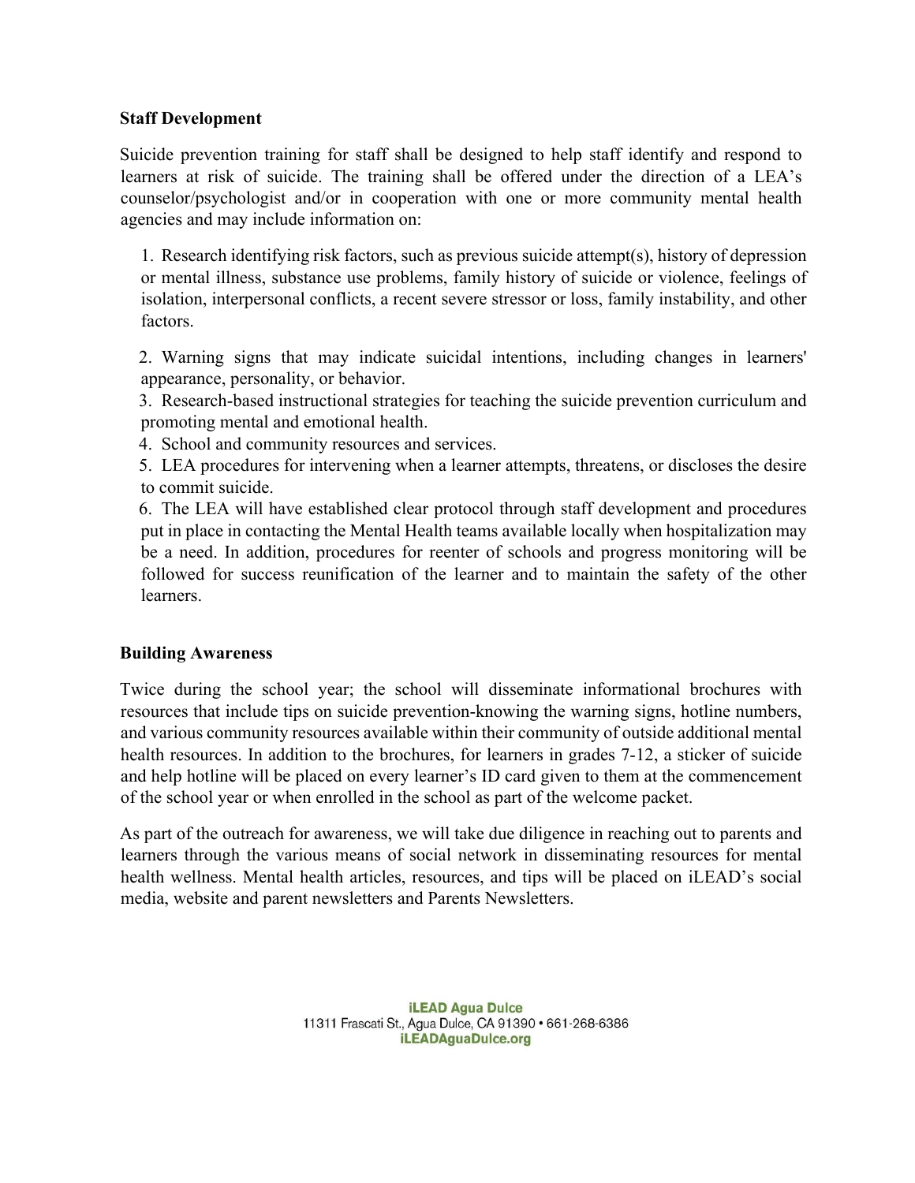**Staff Development**

Suicide prevention training for staff shall be designed to help staff identify and respond to learners at risk of suicide. The training shall be offered under the direction of a LEA's counselor/psychologist and/or in cooperation with one or more community mental health agencies and may include information on:

1. Research identifying risk factors, such as previous suicide attempt(s), history of depression or mental illness, substance use problems, family history of suicide or violence, feelings of isolation, interpersonal conflicts, a recent severe stressor or loss, family instability, and other factors.
2. Warning signs that may indicate suicidal intentions, including changes in learners' appearance, personality, or behavior.
3. Research-based instructional strategies for teaching the suicide prevention curriculum and promoting mental and emotional health.
4. School and community resources and services.
5. LEA procedures for intervening when a learner attempts, threatens, or discloses the desire to commit suicide.
6. The LEA will have established clear protocol through staff development and procedures put in place in contacting the Mental Health teams available locally when hospitalization may be a need. In addition, procedures for reenter of schools and progress monitoring will be followed for success reunification of the learner and to maintain the safety of the other learners.

**Building Awareness**

Twice during the school year; the school will disseminate informational brochures with resources that include tips on suicide prevention-knowing the warning signs, hotline numbers, and various community resources available within their community of outside additional mental health resources. In addition to the brochures, for learners in grades 7-12, a sticker of suicide and help hotline will be placed on every learner's ID card given to them at the commencement of the school year or when enrolled in the school as part of the welcome packet.

As part of the outreach for awareness, we will take due diligence in reaching out to parents and learners through the various means of social network in disseminating resources for mental health wellness. Mental health articles, resources, and tips will be placed on iLEAD's social media, website and parent newsletters and Parents Newsletters.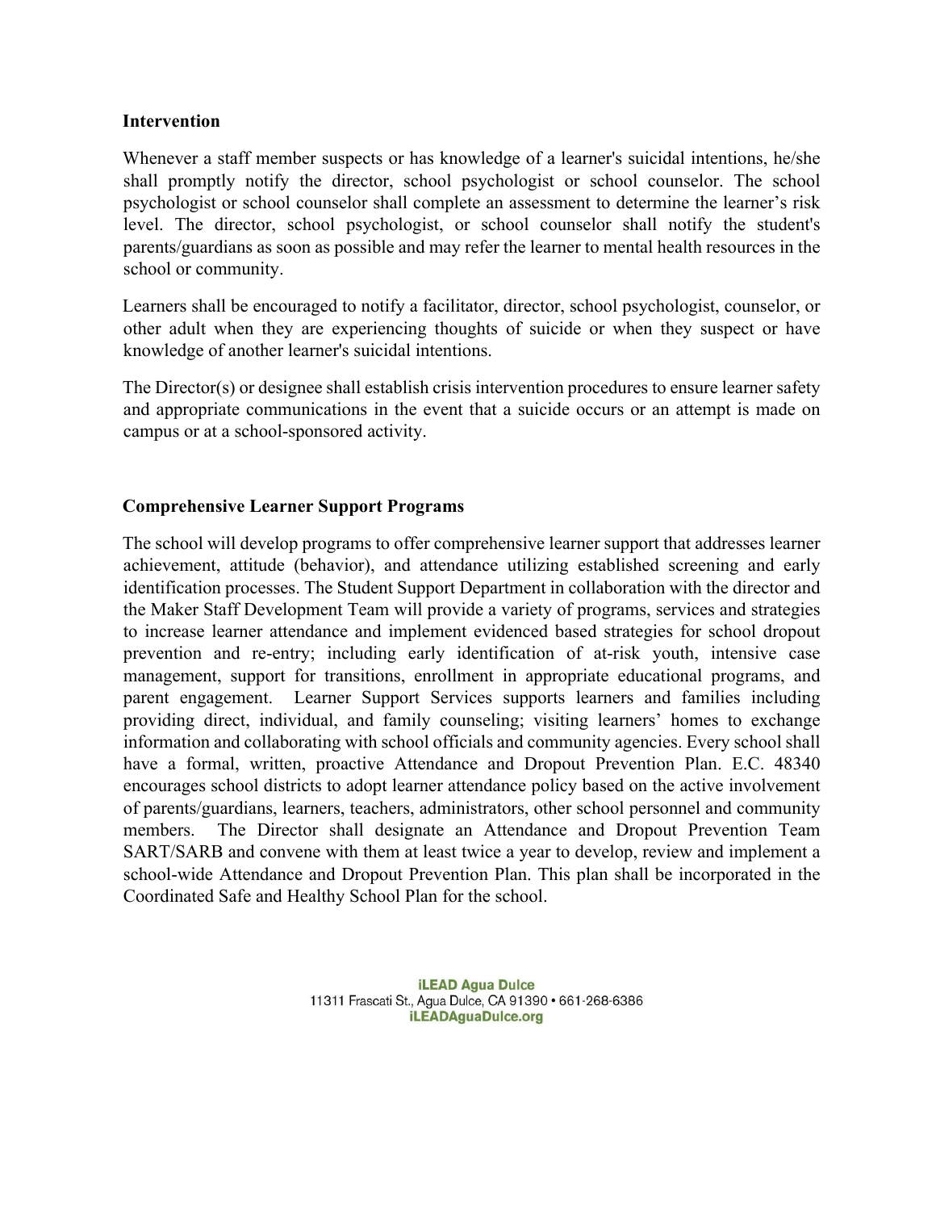**Intervention**

Whenever a staff member suspects or has knowledge of a learner's suicidal intentions, he/she shall promptly notify the director, school psychologist or school counselor. The school psychologist or school counselor shall complete an assessment to determine the learner's risk level. The director, school psychologist, or school counselor shall notify the student's parents/guardians as soon as possible and may refer the learner to mental health resources in the school or community.

Learners shall be encouraged to notify a facilitator, director, school psychologist, counselor, or other adult when they are experiencing thoughts of suicide or when they suspect or have knowledge of another learner's suicidal intentions.

The Director(s) or designee shall establish crisis intervention procedures to ensure learner safety and appropriate communications in the event that a suicide occurs or an attempt is made on campus or at a school-sponsored activity.

**Comprehensive Learner Support Programs**

The school will develop programs to offer comprehensive learner support that addresses learner achievement, attitude (behavior), and attendance utilizing established screening and early identification processes. The Student Support Department in collaboration with the director and the Maker Staff Development Team will provide a variety of programs, services and strategies to increase learner attendance and implement evidenced based strategies for school dropout prevention and re-entry; including early identification of at-risk youth, intensive case management, support for transitions, enrollment in appropriate educational programs, and parent engagement. Learner Support Services supports learners and families including providing direct, individual, and family counseling; visiting learners' homes to exchange information and collaborating with school officials and community agencies. Every school shall have a formal, written, proactive Attendance and Dropout Prevention Plan. E.C. 48340 encourages school districts to adopt learner attendance policy based on the active involvement of parents/guardians, learners, teachers, administrators, other school personnel and community members. The Director shall designate an Attendance and Dropout Prevention Team SART/SARB and convene with them at least twice a year to develop, review and implement a school-wide Attendance and Dropout Prevention Plan. This plan shall be incorporated in the Coordinated Safe and Healthy School Plan for the school.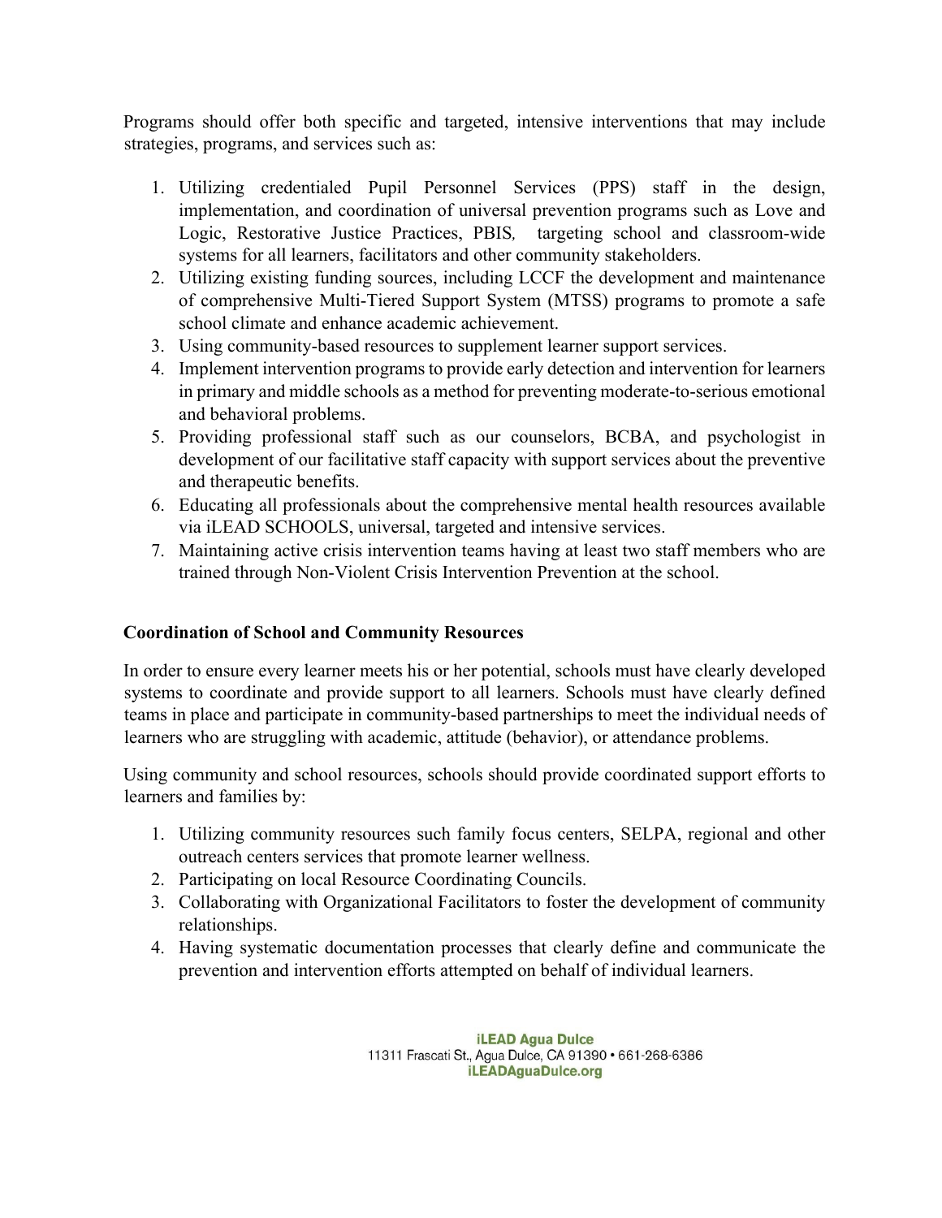Programs should offer both specific and targeted, intensive interventions that may include strategies, programs, and services such as:

1. Utilizing credentialed Pupil Personnel Services (PPS) staff in the design, implementation, and coordination of universal prevention programs such as Love and Logic, Restorative Justice Practices, PBIS, targeting school and classroom-wide systems for all learners, facilitators and other community stakeholders.
2. Utilizing existing funding sources, including LCCF the development and maintenance of comprehensive Multi-Tiered Support System (MTSS) programs to promote a safe school climate and enhance academic achievement.
3. Using community-based resources to supplement learner support services.
4. Implement intervention programs to provide early detection and intervention for learners in primary and middle schools as a method for preventing moderate-to-serious emotional and behavioral problems.
5. Providing professional staff such as our counselors, BCBA, and psychologist in development of our facilitative staff capacity with support services about the preventive and therapeutic benefits.
6. Educating all professionals about the comprehensive mental health resources available via iLEAD SCHOOLS, universal, targeted and intensive services.
7. Maintaining active crisis intervention teams having at least two staff members who are trained through Non-Violent Crisis Intervention Prevention at the school.

**Coordination of School and Community Resources**

In order to ensure every learner meets his or her potential, schools must have clearly developed systems to coordinate and provide support to all learners. Schools must have clearly defined teams in place and participate in community-based partnerships to meet the individual needs of learners who are struggling with academic, attitude (behavior), or attendance problems.

Using community and school resources, schools should provide coordinated support efforts to learners and families by:

1. Utilizing community resources such family focus centers, SELPA, regional and other outreach centers services that promote learner wellness.
2. Participating on local Resource Coordinating Councils.
3. Collaborating with Organizational Facilitators to foster the development of community relationships.
4. Having systematic documentation processes that clearly define and communicate the prevention and intervention efforts attempted on behalf of individual learners.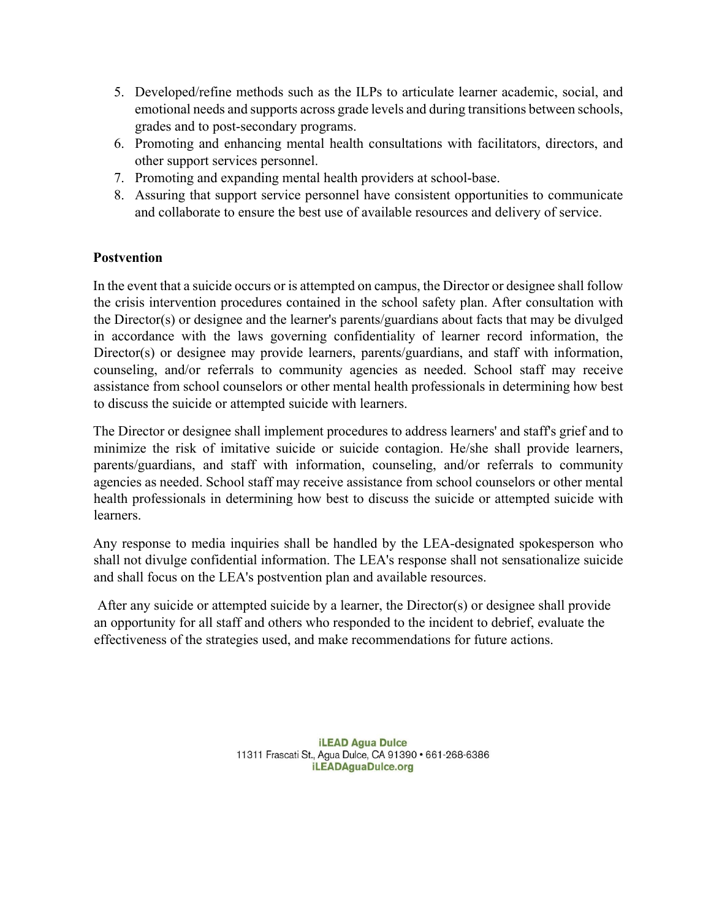5. Developed/refine methods such as the ILPs to articulate learner academic, social, and emotional needs and supports across grade levels and during transitions between schools, grades and to post-secondary programs.
6. Promoting and enhancing mental health consultations with facilitators, directors, and other support services personnel.
7. Promoting and expanding mental health providers at school-base.
8. Assuring that support service personnel have consistent opportunities to communicate and collaborate to ensure the best use of available resources and delivery of service.

**Postvention**

In the event that a suicide occurs or is attempted on campus, the Director or designee shall follow the crisis intervention procedures contained in the school safety plan. After consultation with the Director(s) or designee and the learner's parents/guardians about facts that may be divulged in accordance with the laws governing confidentiality of learner record information, the Director(s) or designee may provide learners, parents/guardians, and staff with information, counseling, and/or referrals to community agencies as needed. School staff may receive assistance from school counselors or other mental health professionals in determining how best to discuss the suicide or attempted suicide with learners.

The Director or designee shall implement procedures to address learners' and staff's grief and to minimize the risk of imitative suicide or suicide contagion. He/she shall provide learners, parents/guardians, and staff with information, counseling, and/or referrals to community agencies as needed. School staff may receive assistance from school counselors or other mental health professionals in determining how best to discuss the suicide or attempted suicide with learners.

Any response to media inquiries shall be handled by the LEA-designated spokesperson who shall not divulge confidential information. The LEA's response shall not sensationalize suicide and shall focus on the LEA's postvention plan and available resources.

After any suicide or attempted suicide by a learner, the Director(s) or designee shall provide an opportunity for all staff and others who responded to the incident to debrief, evaluate the effectiveness of the strategies used, and make recommendations for future actions.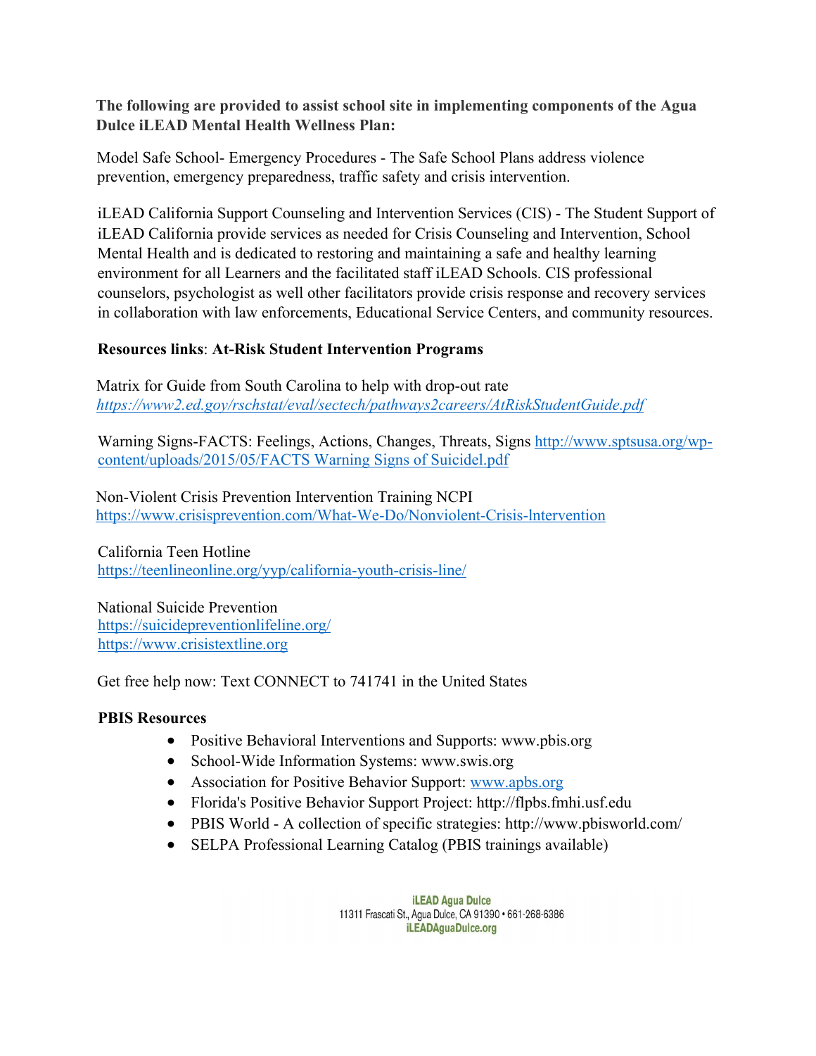**The following are provided to assist school site in implementing components of the Agua Dulce iLEAD Mental Health Wellness Plan:**

Model Safe School- Emergency Procedures - The Safe School Plans address violence prevention, emergency preparedness, traffic safety and crisis intervention.

iLEAD California Support Counseling and Intervention Services (CIS) - The Student Support of iLEAD California provide services as needed for Crisis Counseling and Intervention, School Mental Health and is dedicated to restoring and maintaining a safe and healthy learning environment for all Learners and the facilitated staff iLEAD Schools. CIS professional counselors, psychologist as well other facilitators provide crisis response and recovery services in collaboration with law enforcements, Educational Service Centers, and community resources.

**Resources links**: **At-Risk Student Intervention Programs**

Matrix for Guide from South Carolina to help with drop-out rate
*https://www2.ed.goy/rschstat/eval/sectech/pathways2careers/AtRiskStudentGuide.pdf*

Warning Signs-FACTS: Feelings, Actions, Changes, Threats, Signs http://www.sptsusa.org/wp-content/uploads/2015/05/FACTS Warning Signs of Suicidel.pdf

Non-Violent Crisis Prevention Intervention Training NCPI
https://www.crisisprevention.com/What-We-Do/Nonviolent-Crisis-lntervention

California Teen Hotline
https://teenlineonline.org/yyp/california-youth-crisis-line/

National Suicide Prevention
https://suicidepreventionlifeline.org/
https://www.crisistextline.org

Get free help now: Text CONNECT to 741741 in the United States

**PBIS Resources**

- Positive Behavioral Interventions and Supports: www.pbis.org
- School-Wide Information Systems: www.swis.org
- Association for Positive Behavior Support: www.apbs.org
- Florida's Positive Behavior Support Project: http://flpbs.fmhi.usf.edu
- PBIS World - A collection of specific strategies: http://www.pbisworld.com/
- SELPA Professional Learning Catalog (PBIS trainings available)

iLEAD Agua Dulce
11311 Frascati St., Agua Dulce, CA 91390 • 661-268-6386
iLEADAguaDulce.org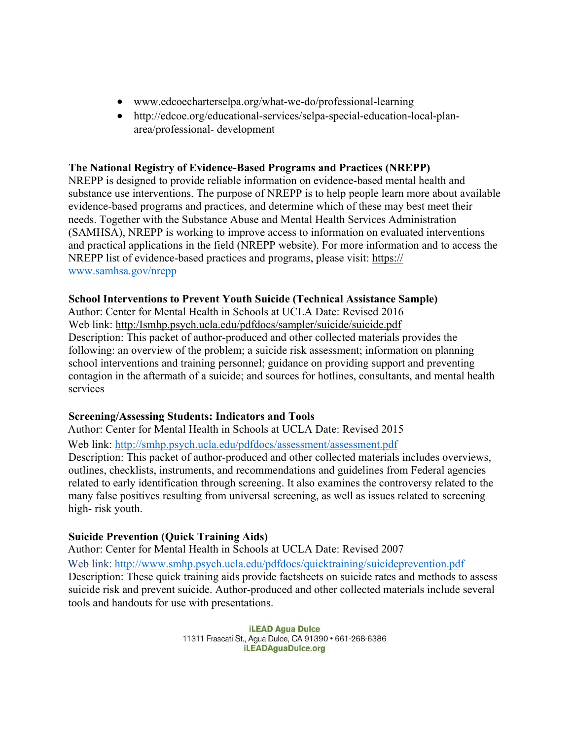- www.edcoecharterselpa.org/what-we-do/professional-learning
- http://edcoe.org/educational-services/selpa-special-education-local-plan-area/professional- development

**The National Registry of Evidence-Based Programs and Practices (NREPP)**
NREPP is designed to provide reliable information on evidence-based mental health and substance use interventions. The purpose of NREPP is to help people learn more about available evidence-based programs and practices, and determine which of these may best meet their needs. Together with the Substance Abuse and Mental Health Services Administration (SAMHSA), NREPP is working to improve access to information on evaluated interventions and practical applications in the field (NREPP website). For more information and to access the NREPP list of evidence-based practices and programs, please visit: https:// www.samhsa.gov/nrepp

**School Interventions to Prevent Youth Suicide (Technical Assistance Sample)**
Author: Center for Mental Health in Schools at UCLA Date: Revised 2016
Web link: http:/Ismhp.psych.ucla.edu/pdfdocs/sampler/suicide/suicide.pdf
Description: This packet of author-produced and other collected materials provides the following: an overview of the problem; a suicide risk assessment; information on planning school interventions and training personnel; guidance on providing support and preventing contagion in the aftermath of a suicide; and sources for hotlines, consultants, and mental health services

**Screening/Assessing Students: Indicators and Tools**
Author: Center for Mental Health in Schools at UCLA Date: Revised 2015
Web link: http://smhp.psych.ucla.edu/pdfdocs/assessment/assessment.pdf
Description: This packet of author-produced and other collected materials includes overviews, outlines, checklists, instruments, and recommendations and guidelines from Federal agencies related to early identification through screening. It also examines the controversy related to the many false positives resulting from universal screening, as well as issues related to screening high- risk youth.

**Suicide Prevention (Quick Training Aids)**
Author: Center for Mental Health in Schools at UCLA Date: Revised 2007
Web link: http://www.smhp.psych.ucla.edu/pdfdocs/quicktraining/suicideprevention.pdf
Description: These quick training aids provide factsheets on suicide rates and methods to assess suicide risk and prevent suicide. Author-produced and other collected materials include several tools and handouts for use with presentations.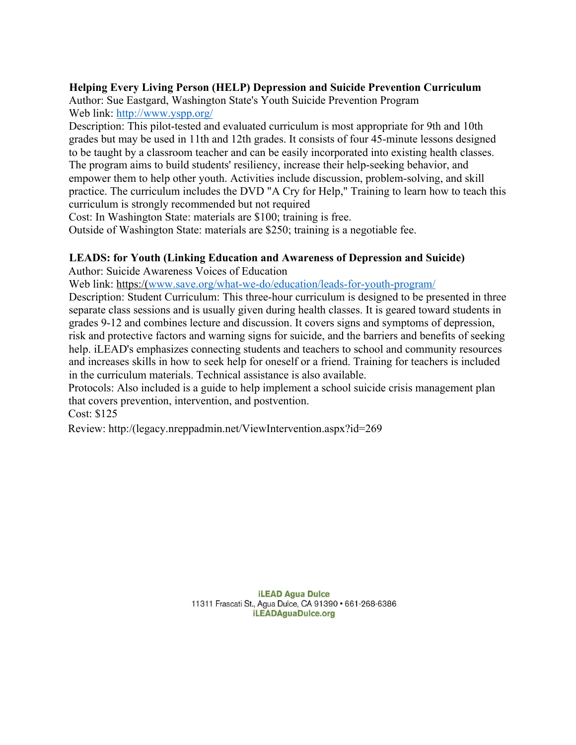**Helping Every Living Person (HELP) Depression and Suicide Prevention Curriculum**
Author: Sue Eastgard, Washington State's Youth Suicide Prevention Program
Web link: http://www.yspp.org/
Description: This pilot-tested and evaluated curriculum is most appropriate for 9th and 10th grades but may be used in 11th and 12th grades. It consists of four 45-minute lessons designed to be taught by a classroom teacher and can be easily incorporated into existing health classes. The program aims to build students' resiliency, increase their help-seeking behavior, and empower them to help other youth. Activities include discussion, problem-solving, and skill practice. The curriculum includes the DVD "A Cry for Help," Training to learn how to teach this curriculum is strongly recommended but not required
Cost: In Washington State: materials are $100; training is free.
Outside of Washington State: materials are $250; training is a negotiable fee.

**LEADS: for Youth (Linking Education and Awareness of Depression and Suicide)**
Author: Suicide Awareness Voices of Education
Web link: https:/(www.save.org/what-we-do/education/leads-for-youth-program/
Description: Student Curriculum: This three-hour curriculum is designed to be presented in three separate class sessions and is usually given during health classes. It is geared toward students in grades 9-12 and combines lecture and discussion. It covers signs and symptoms of depression, risk and protective factors and warning signs for suicide, and the barriers and benefits of seeking help. iLEAD's emphasizes connecting students and teachers to school and community resources and increases skills in how to seek help for oneself or a friend. Training for teachers is included in the curriculum materials. Technical assistance is also available.
Protocols: Also included is a guide to help implement a school suicide crisis management plan that covers prevention, intervention, and postvention.
Cost: $125
Review: http:/(legacy.nreppadmin.net/ViewIntervention.aspx?id=269